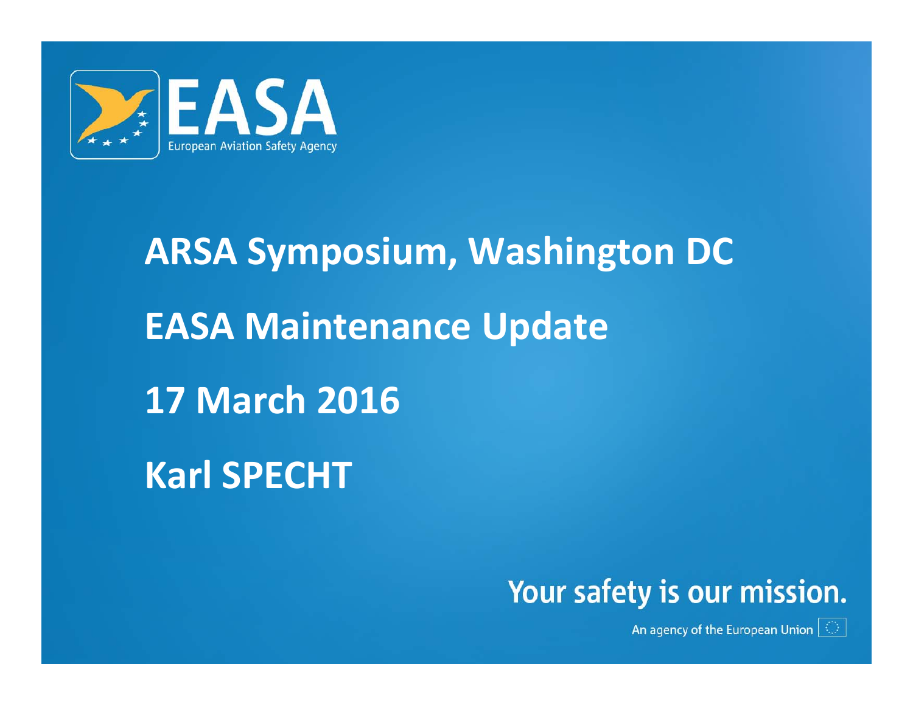EASA

European Aviation Safety Agency

# ARSA Symposium, Washington DC

# EASA Maintenance Update

**17 March 2016**

**Karl SPECHT**

Your safety is our mission.

An agency of the European Union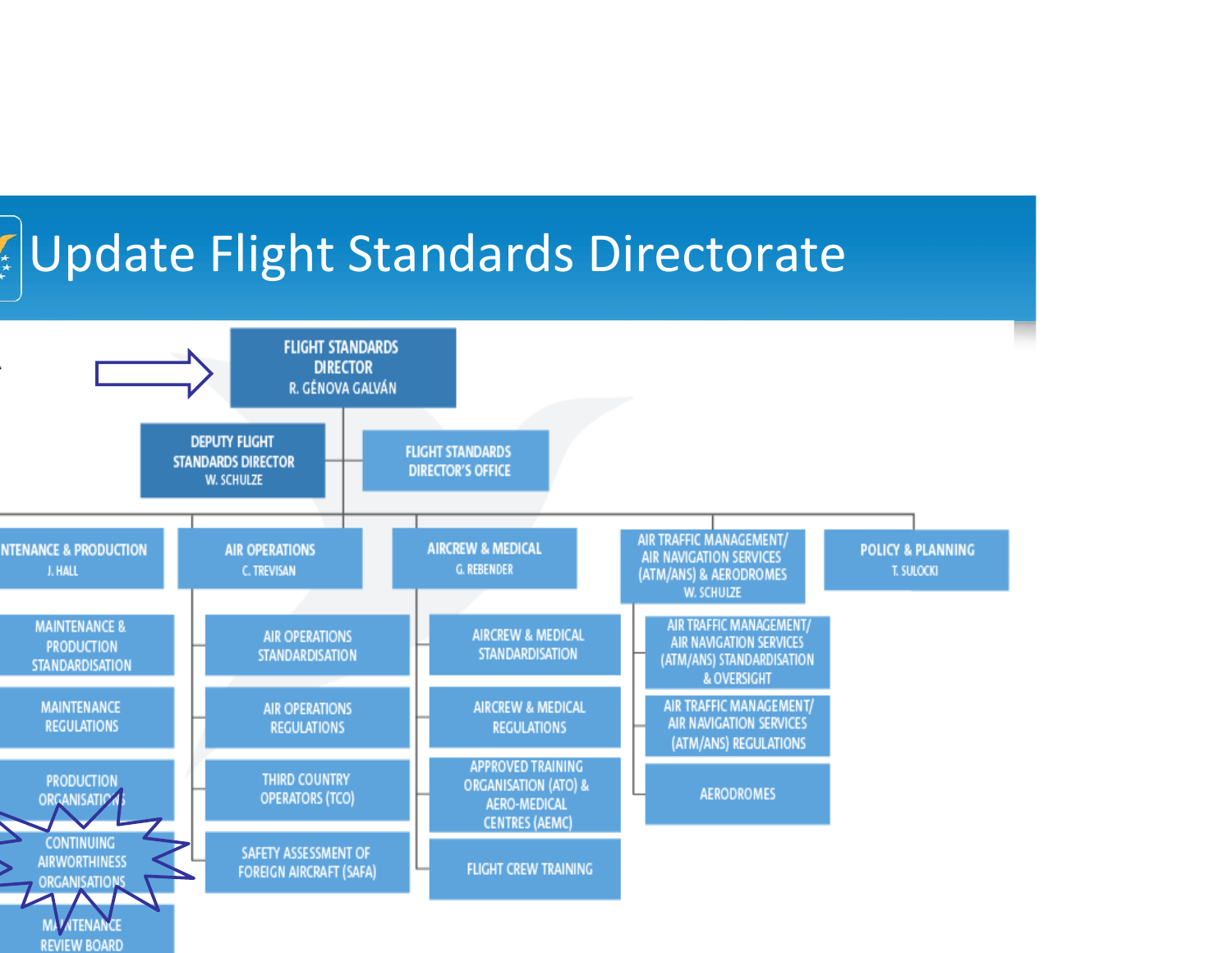# Update Flight Standards Directorate

- **FLIGHT STANDARDS DIRECTOR** – R. GÉNOVA GALVÁN
  - DEPUTY FLIGHT STANDARDS DIRECTOR – W. SCHULZE
  - FLIGHT STANDARDS DIRECTOR'S OFFICE
  - **MAINTENANCE & PRODUCTION** – J. HALL
    - MAINTENANCE & PRODUCTION STANDARDISATION
    - MAINTENANCE REGULATIONS
    - PRODUCTION ORGANISATIONS
    - CONTINUING AIRWORTHINESS ORGANISATIONS
    - MAINTENANCE REVIEW BOARD
  - **AIR OPERATIONS** – C. TREVISAN
    - AIR OPERATIONS STANDARDISATION
    - AIR OPERATIONS REGULATIONS
    - THIRD COUNTRY OPERATORS (TCO)
    - SAFETY ASSESSMENT OF FOREIGN AIRCRAFT (SAFA)
  - **AIRCREW & MEDICAL** – G. REBENDER
    - AIRCREW & MEDICAL STANDARDISATION
    - AIRCREW & MEDICAL REGULATIONS
    - APPROVED TRAINING ORGANISATION (ATO) & AERO-MEDICAL CENTRES (AEMC)
    - FLIGHT CREW TRAINING
  - **AIR TRAFFIC MANAGEMENT/ AIR NAVIGATION SERVICES (ATM/ANS) & AERODROMES** – W. SCHULZE
    - AIR TRAFFIC MANAGEMENT/ AIR NAVIGATION SERVICES (ATM/ANS) STANDARDISATION & OVERSIGHT
    - AIR TRAFFIC MANAGEMENT/ AIR NAVIGATION SERVICES (ATM/ANS) REGULATIONS
    - AERODROMES
  - **POLICY & PLANNING** – T. SULOCKI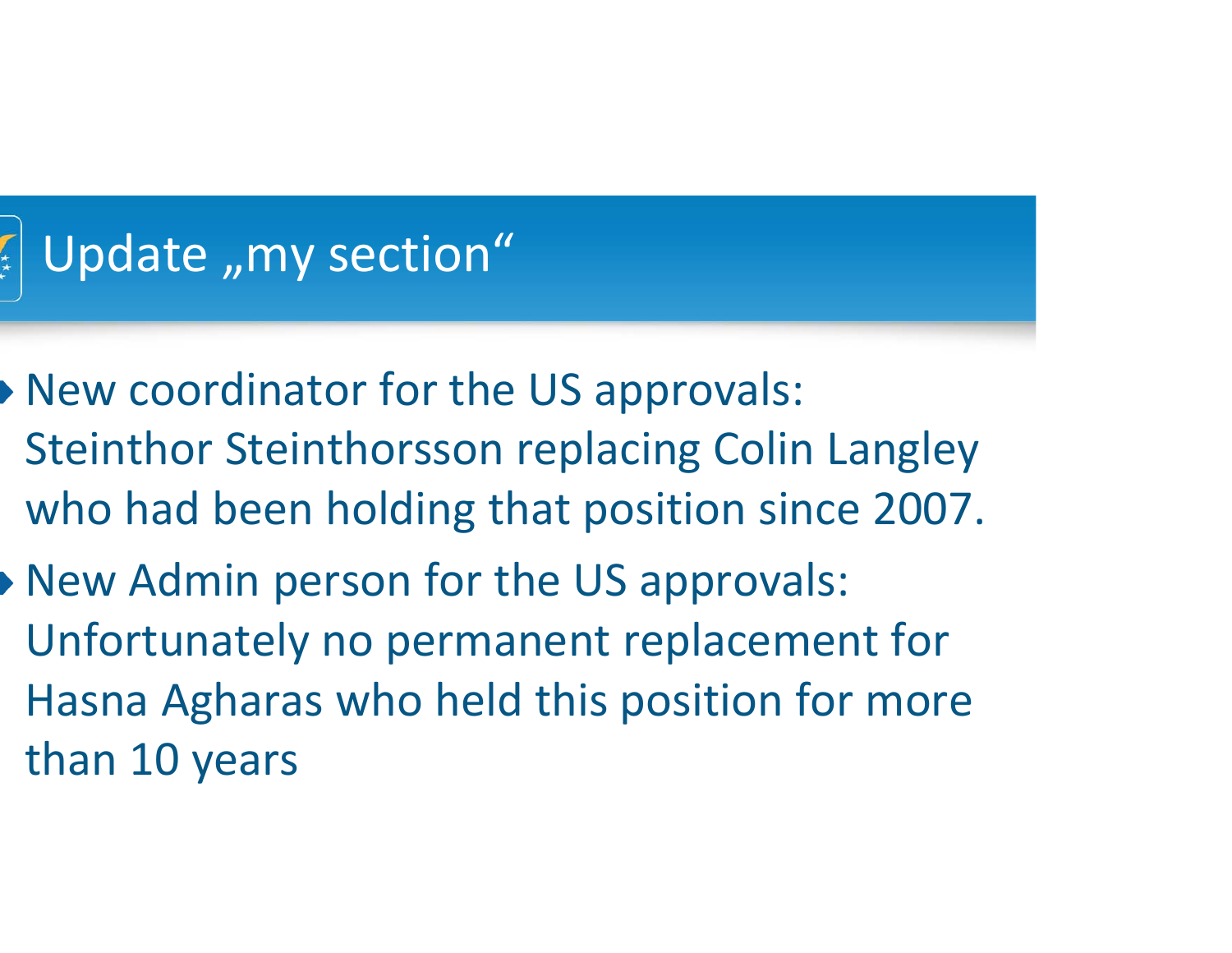# Update „my section“

- New coordinator for the US approvals: Steinthor Steinthorsson replacing Colin Langley who had been holding that position since 2007.
- New Admin person for the US approvals: Unfortunately no permanent replacement for Hasna Agharas who held this position for more than 10 years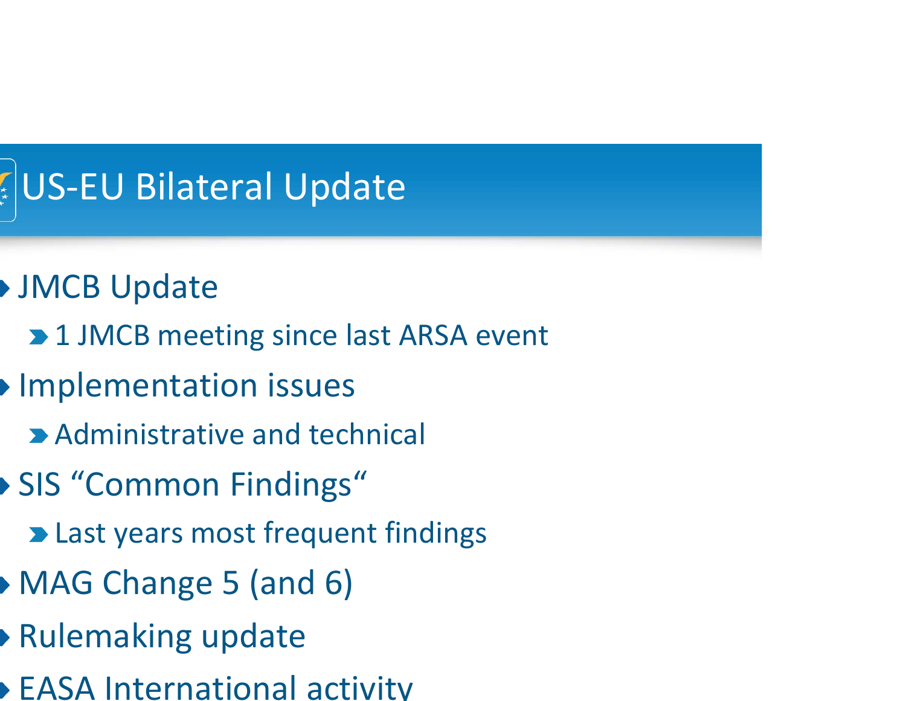# US-EU Bilateral Update

- JMCB Update
  - 1 JMCB meeting since last ARSA event
- Implementation issues
  - Administrative and technical
- SIS “Common Findings“
  - Last years most frequent findings
- MAG Change 5 (and 6)
- Rulemaking update
- EASA International activity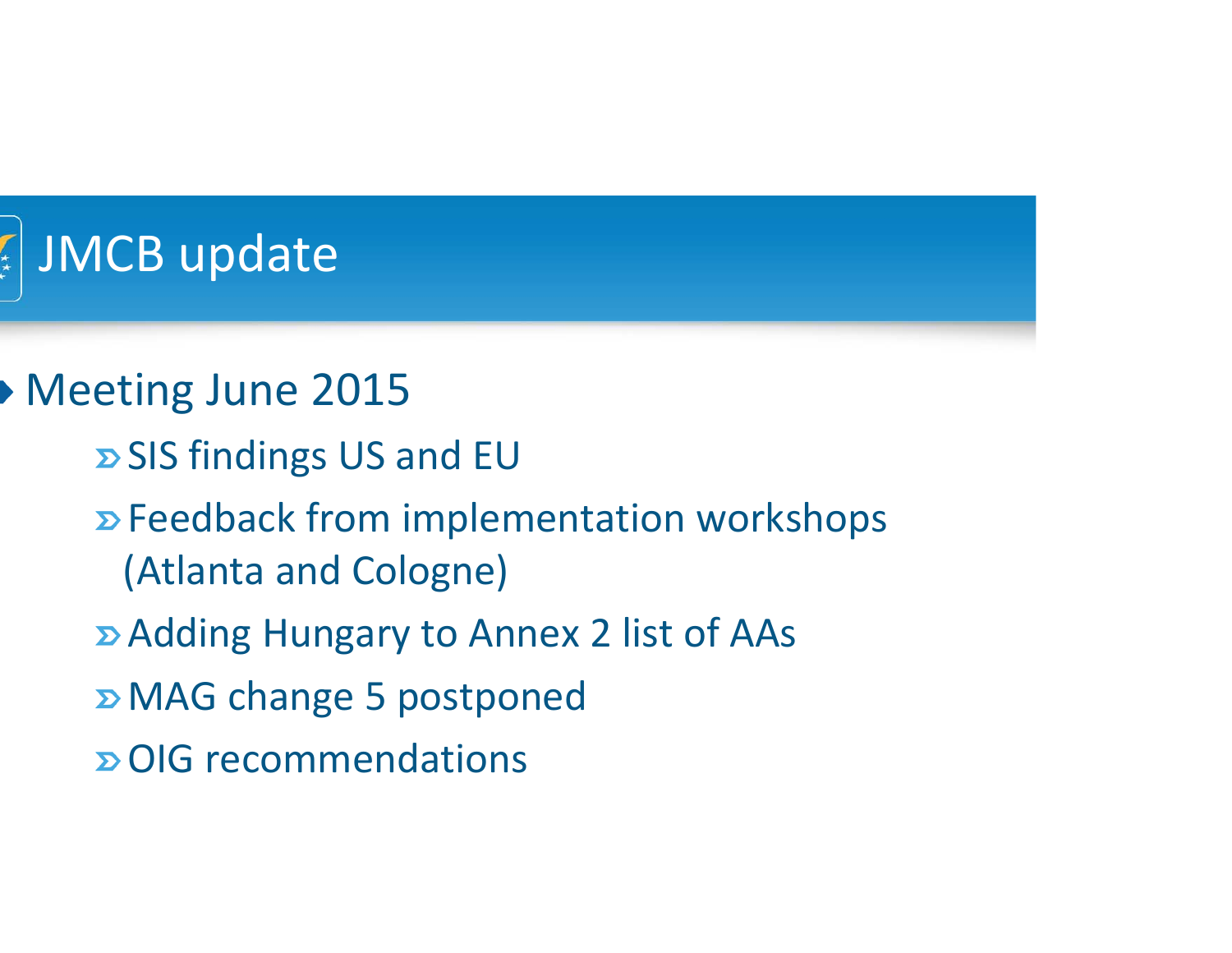# JMCB update

- Meeting June 2015
  - SIS findings US and EU
  - Feedback from implementation workshops (Atlanta and Cologne)
  - Adding Hungary to Annex 2 list of AAs
  - MAG change 5 postponed
  - OIG recommendations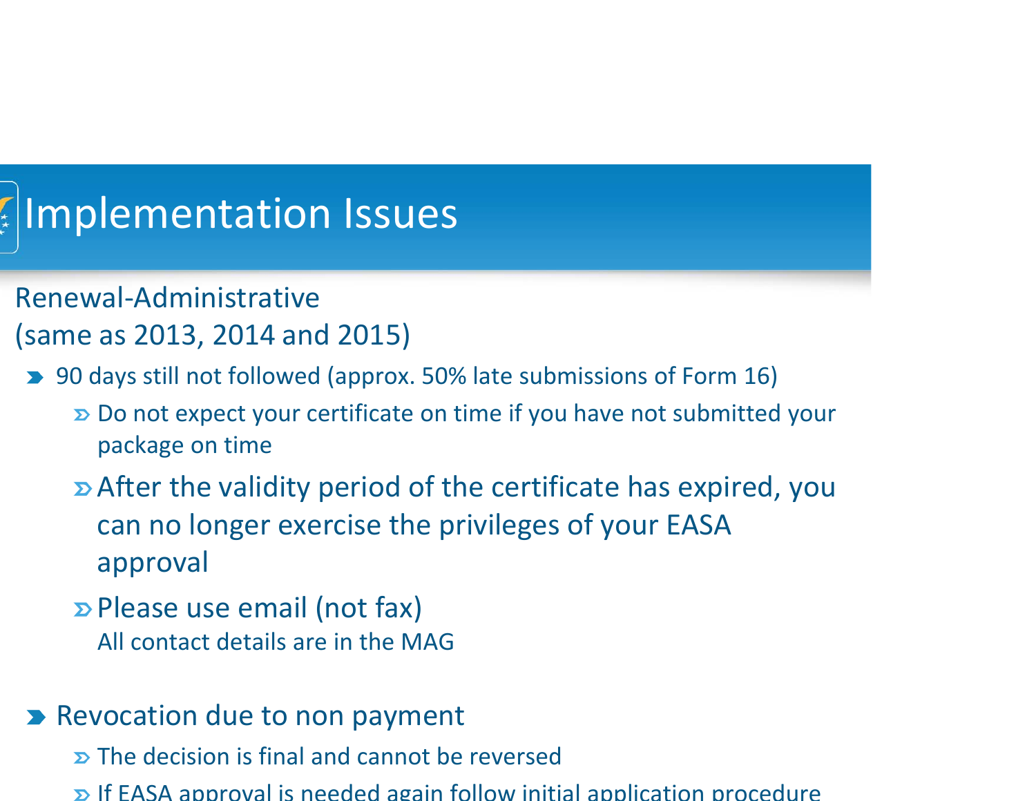# Implementation Issues

Renewal-Administrative
(same as 2013, 2014 and 2015)

- 90 days still not followed (approx. 50% late submissions of Form 16)
  - Do not expect your certificate on time if you have not submitted your package on time
  - After the validity period of the certificate has expired, you can no longer exercise the privileges of your EASA approval
  - Please use email (not fax)
    All contact details are in the MAG
- Revocation due to non payment
  - The decision is final and cannot be reversed
  - If EASA approval is needed again follow initial application procedure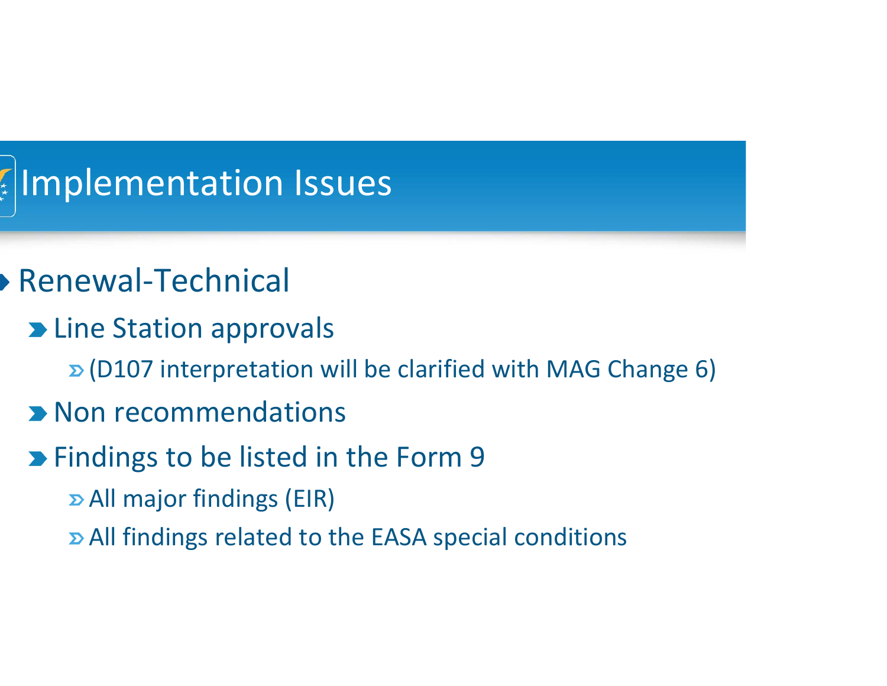# Implementation Issues

- Renewal-Technical
  - Line Station approvals
    - (D107 interpretation will be clarified with MAG Change 6)
  - Non recommendations
  - Findings to be listed in the Form 9
    - All major findings (EIR)
    - All findings related to the EASA special conditions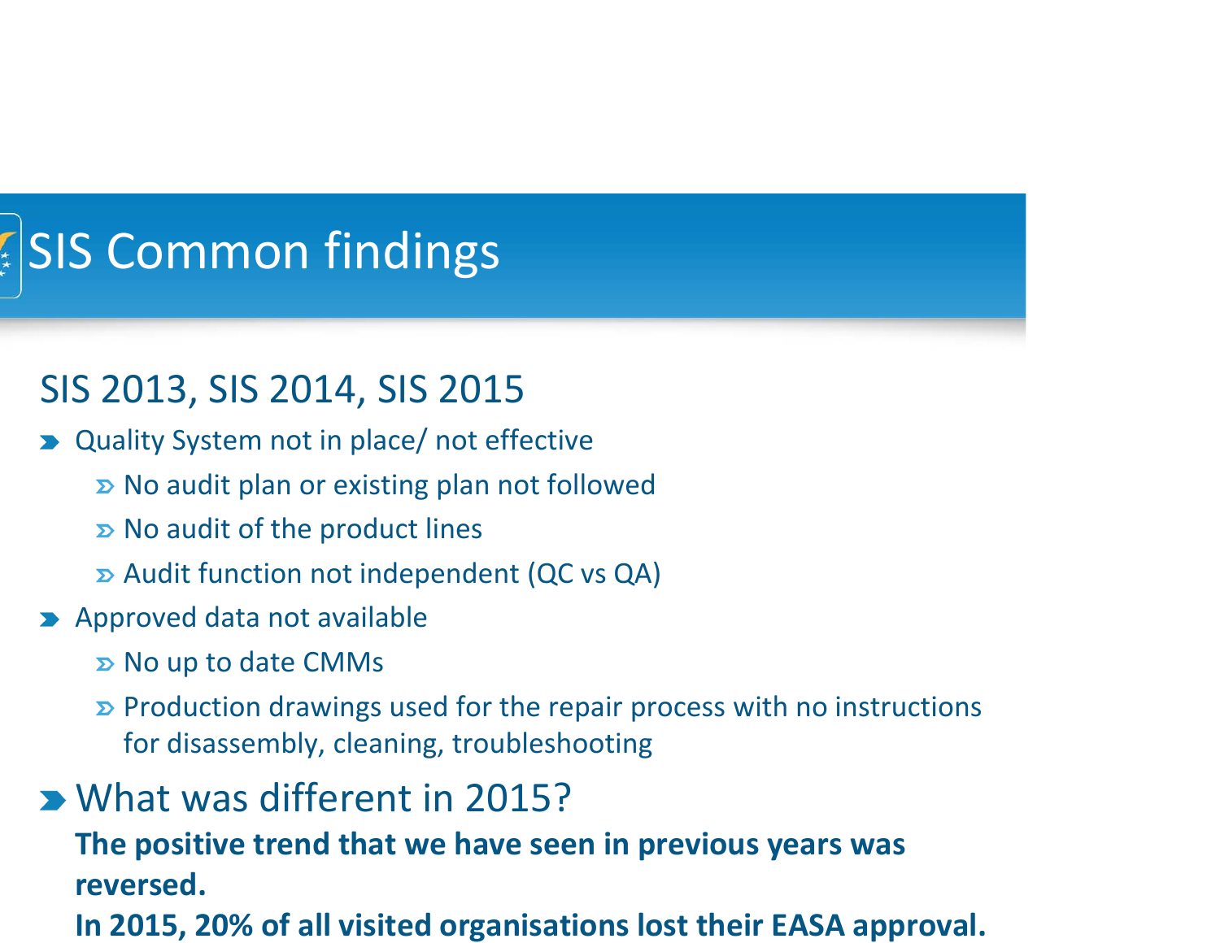# SIS Common findings

## SIS 2013, SIS 2014, SIS 2015

- Quality System not in place/ not effective
  - No audit plan or existing plan not followed
  - No audit of the product lines
  - Audit function not independent (QC vs QA)
- Approved data not available
  - No up to date CMMs
  - Production drawings used for the repair process with no instructions for disassembly, cleaning, troubleshooting
- What was different in 2015?

  **The positive trend that we have seen in previous years was reversed.**

  **In 2015, 20% of all visited organisations lost their EASA approval.**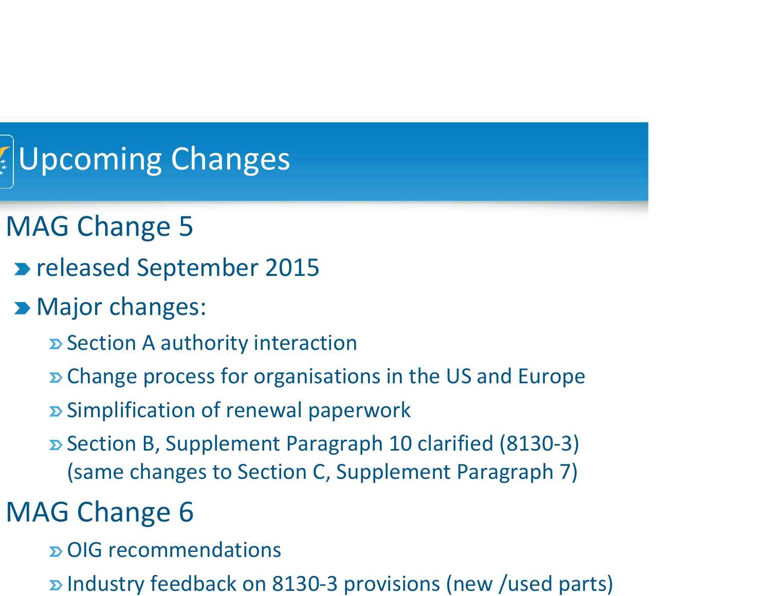# Upcoming Changes

## MAG Change 5

- released September 2015
- Major changes:
  - Section A authority interaction
  - Change process for organisations in the US and Europe
  - Simplification of renewal paperwork
  - Section B, Supplement Paragraph 10 clarified (8130-3) (same changes to Section C, Supplement Paragraph 7)

## MAG Change 6

- OIG recommendations
- Industry feedback on 8130-3 provisions (new /used parts)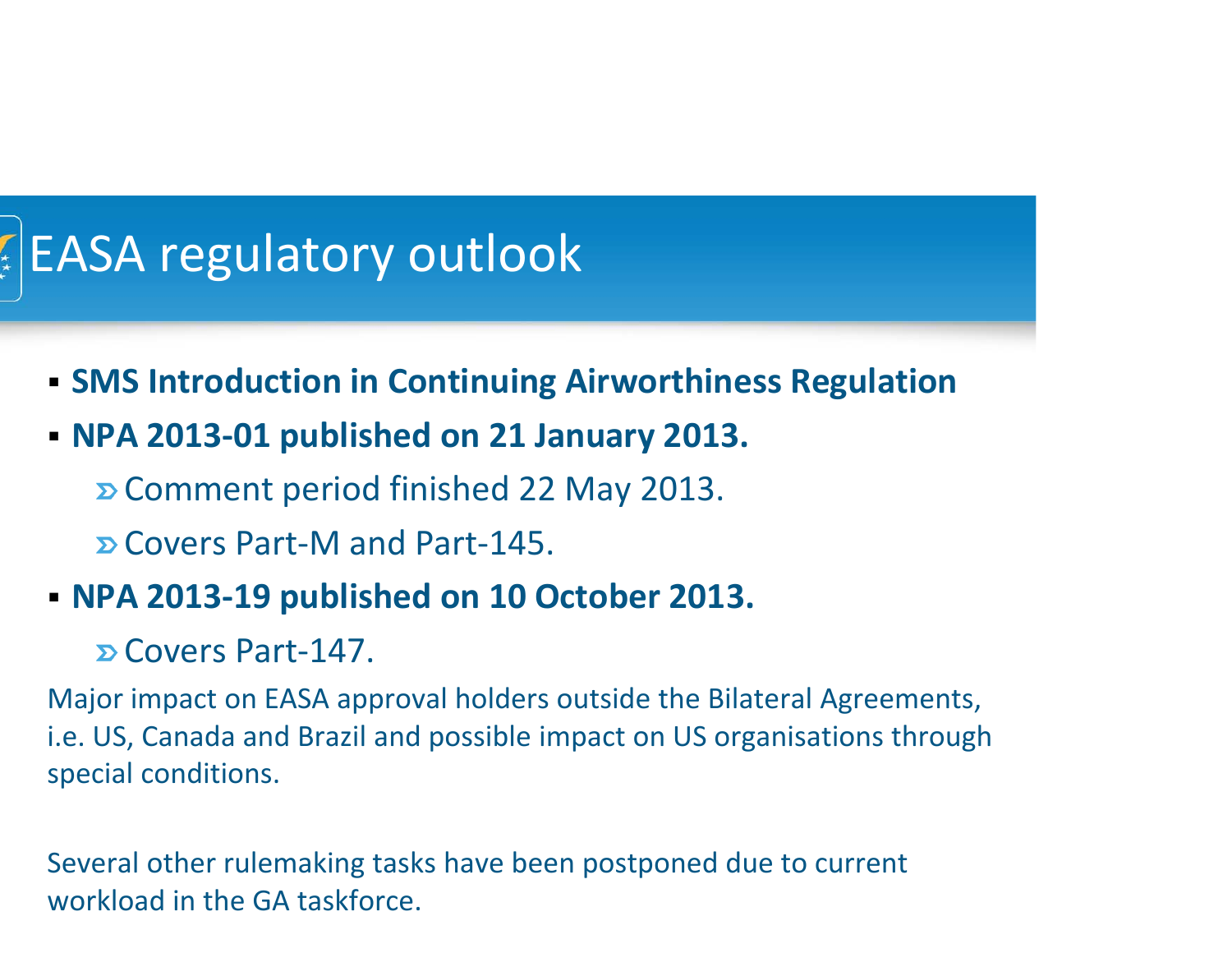# EASA regulatory outlook

- **SMS Introduction in Continuing Airworthiness Regulation**
- **NPA 2013-01 published on 21 January 2013.**
  - Comment period finished 22 May 2013.
  - Covers Part-M and Part-145.
- **NPA 2013-19 published on 10 October 2013.**
  - Covers Part-147.

Major impact on EASA approval holders outside the Bilateral Agreements, i.e. US, Canada and Brazil and possible impact on US organisations through special conditions.

Several other rulemaking tasks have been postponed due to current workload in the GA taskforce.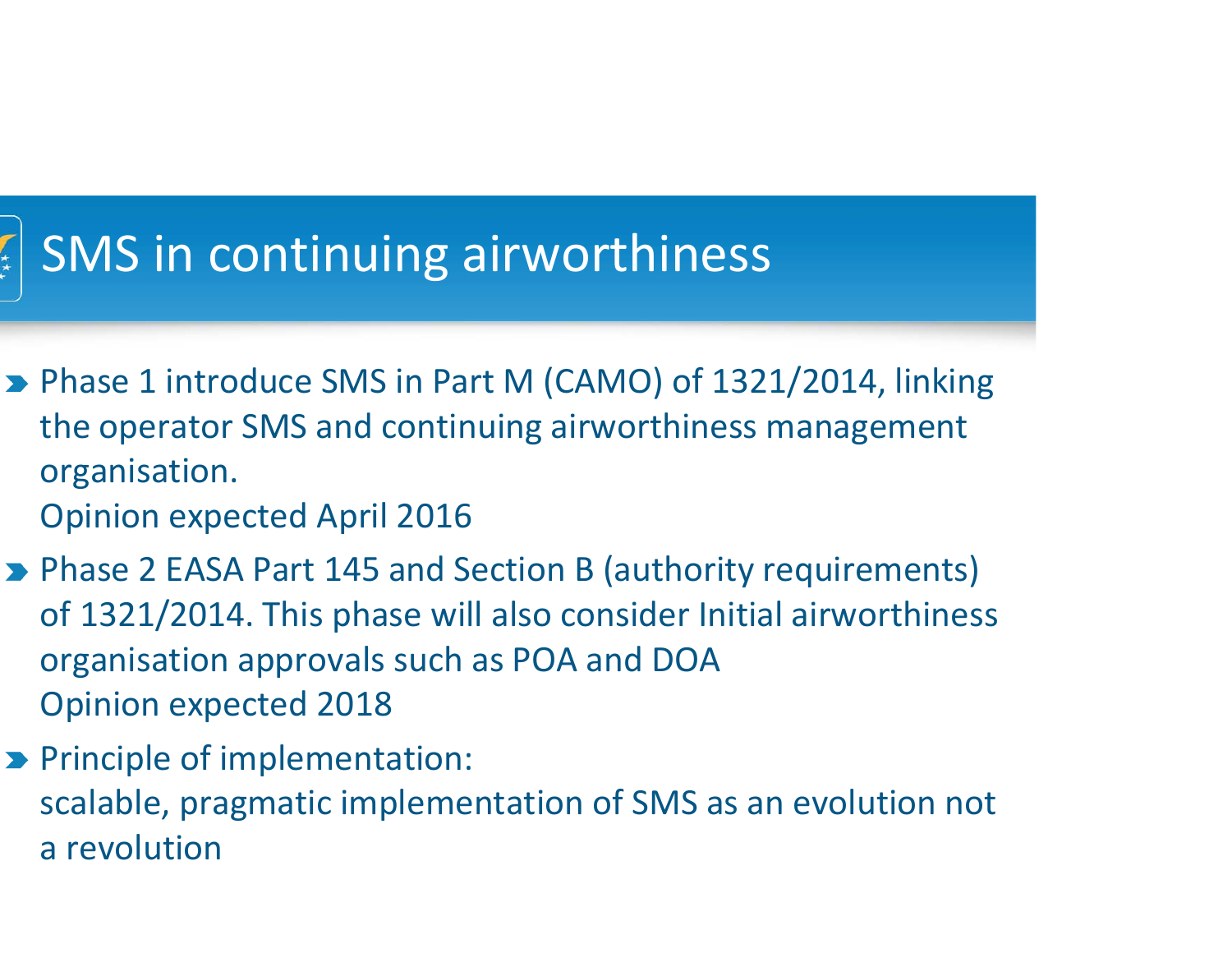# SMS in continuing airworthiness

- Phase 1 introduce SMS in Part M (CAMO) of 1321/2014, linking the operator SMS and continuing airworthiness management organisation.
  Opinion expected April 2016
- Phase 2 EASA Part 145 and Section B (authority requirements) of 1321/2014. This phase will also consider Initial airworthiness organisation approvals such as POA and DOA
  Opinion expected 2018
- Principle of implementation:
  scalable, pragmatic implementation of SMS as an evolution not a revolution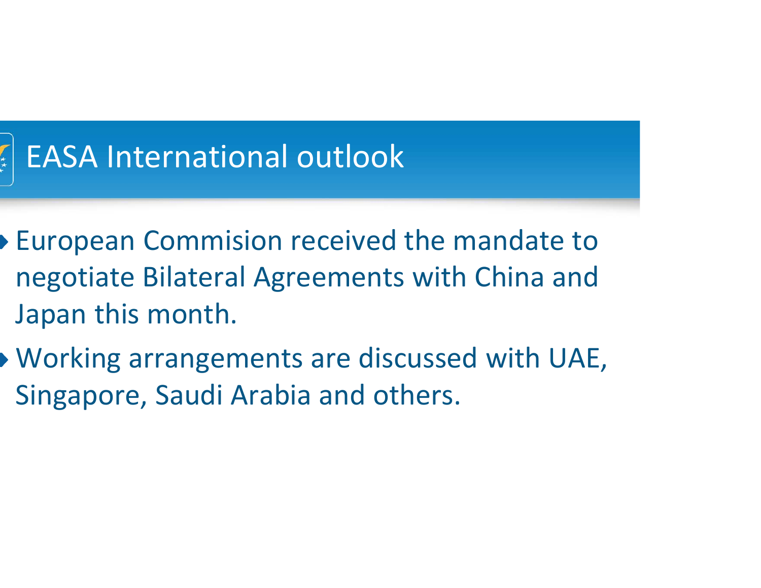# EASA International outlook

- European Commision received the mandate to negotiate Bilateral Agreements with China and Japan this month.
- Working arrangements are discussed with UAE, Singapore, Saudi Arabia and others.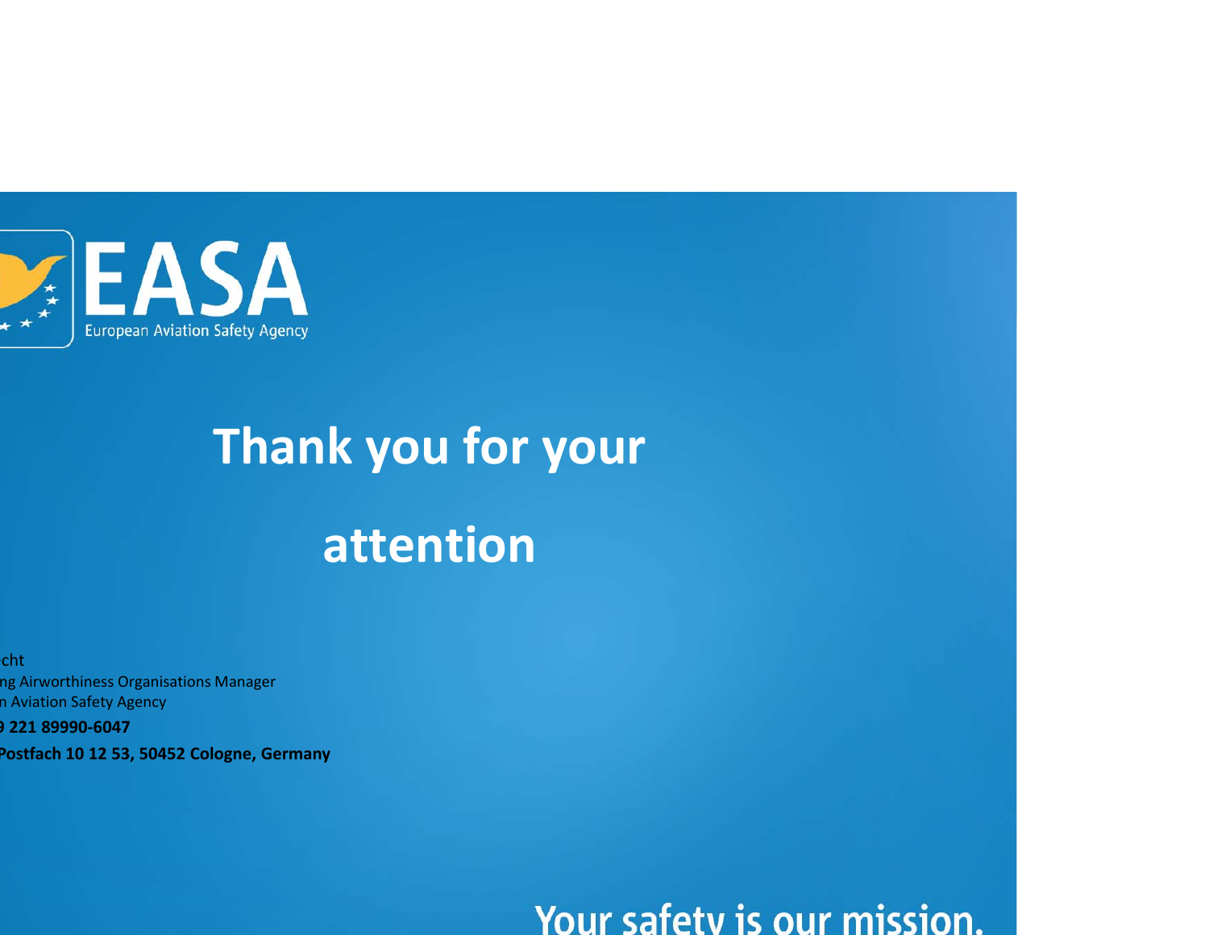EASA

European Aviation Safety Agency

# Thank you for your attention

cht
ng Airworthiness Organisations Manager
n Aviation Safety Agency
**9 221 89990-6047**
**Postfach 10 12 53, 50452 Cologne, Germany**

Your safety is our mission.